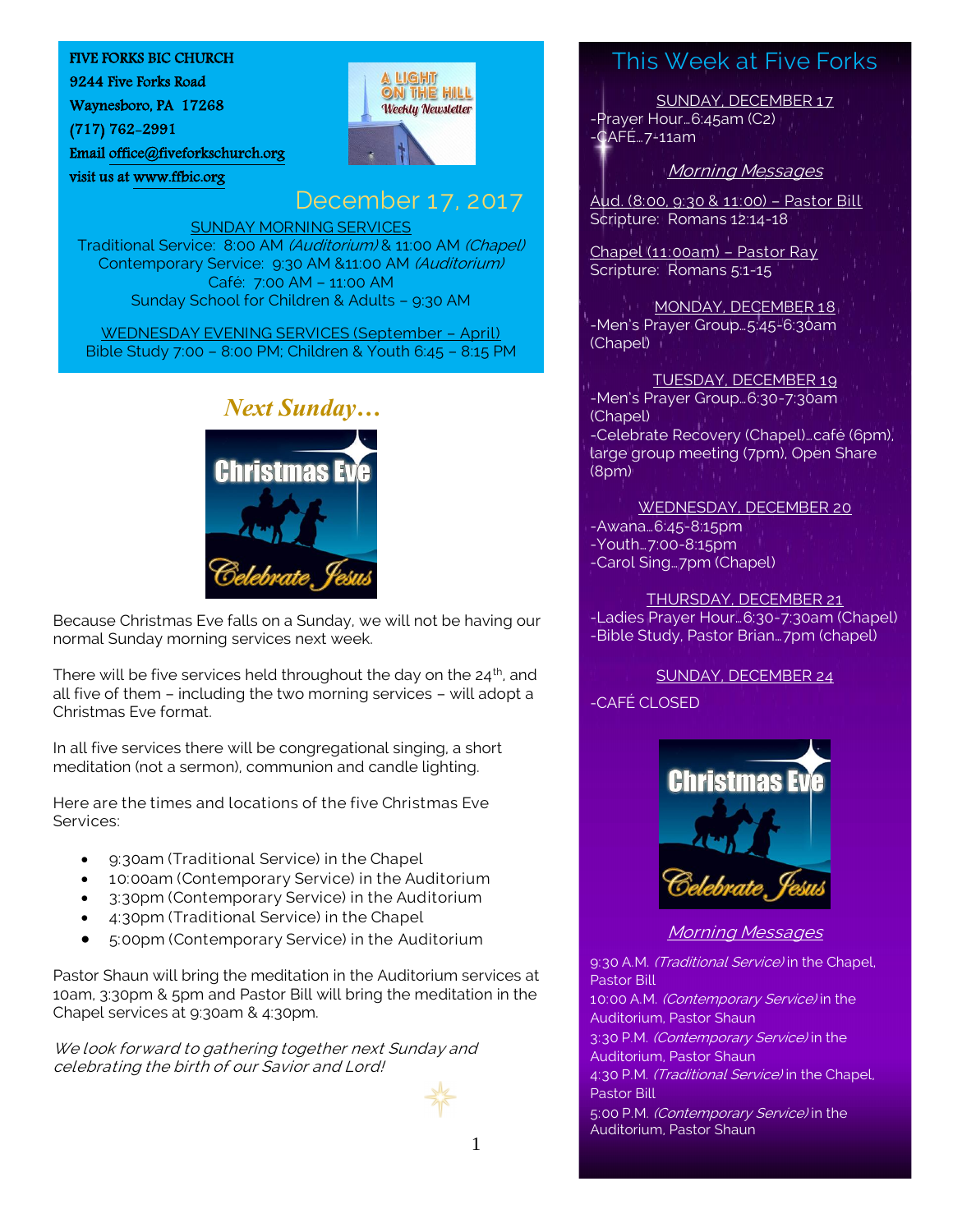FIVE FORKS BIC CHURCH
9244 Five Forks Road
Waynesboro, PA 17268
(717) 762-2991
Email office@fiveforkschurch.org
visit us at www.ffbic.org

A LIGHT ON THE HILL
Weekly Newsletter

## December 17, 2017

SUNDAY MORNING SERVICES
Traditional Service: 8:00 AM *(Auditorium)* & 11:00 AM *(Chapel)*
Contemporary Service: 9:30 AM &11:00 AM *(Auditorium)*
Café: 7:00 AM – 11:00 AM
Sunday School for Children & Adults – 9:30 AM

WEDNESDAY EVENING SERVICES (September – April)
Bible Study 7:00 – 8:00 PM; Children & Youth 6:45 – 8:15 PM

## *Next Sunday…*

Christmas Eve
Celebrate Jesus

Because Christmas Eve falls on a Sunday, we will not be having our normal Sunday morning services next week.

There will be five services held throughout the day on the 24th, and all five of them – including the two morning services – will adopt a Christmas Eve format.

In all five services there will be congregational singing, a short meditation (not a sermon), communion and candle lighting.

Here are the times and locations of the five Christmas Eve Services:

- 9:30am (Traditional Service) in the Chapel
- 10:00am (Contemporary Service) in the Auditorium
- 3:30pm (Contemporary Service) in the Auditorium
- 4:30pm (Traditional Service) in the Chapel
- 5:00pm (Contemporary Service) in the Auditorium

Pastor Shaun will bring the meditation in the Auditorium services at 10am, 3:30pm & 5pm and Pastor Bill will bring the meditation in the Chapel services at 9:30am & 4:30pm.

*We look forward to gathering together next Sunday and celebrating the birth of our Savior and Lord!*

## This Week at Five Forks

SUNDAY, DECEMBER 17
-Prayer Hour…6:45am (C2)
-CAFÉ…7-11am

*Morning Messages*

Aud. (8:00, 9:30 & 11:00) – Pastor Bill
Scripture: Romans 12:14-18

Chapel (11:00am) – Pastor Ray
Scripture: Romans 5:1-15

MONDAY, DECEMBER 18
-Men's Prayer Group…5:45-6:30am (Chapel)

TUESDAY, DECEMBER 19
-Men's Prayer Group…6:30-7:30am (Chapel)
-Celebrate Recovery (Chapel)…café (6pm), large group meeting (7pm), Open Share (8pm)

WEDNESDAY, DECEMBER 20
-Awana…6:45-8:15pm
-Youth…7:00-8:15pm
-Carol Sing…7pm (Chapel)

THURSDAY, DECEMBER 21
-Ladies Prayer Hour…6:30-7:30am (Chapel)
-Bible Study, Pastor Brian…7pm (chapel)

SUNDAY, DECEMBER 24

-CAFÉ CLOSED

Christmas Eve
Celebrate Jesus

*Morning Messages*

9:30 A.M. *(Traditional Service)* in the Chapel, Pastor Bill
10:00 A.M. *(Contemporary Service)* in the Auditorium, Pastor Shaun
3:30 P.M. *(Contemporary Service)* in the Auditorium, Pastor Shaun
4:30 P.M. *(Traditional Service)* in the Chapel, Pastor Bill
5:00 P.M. *(Contemporary Service)* in the Auditorium, Pastor Shaun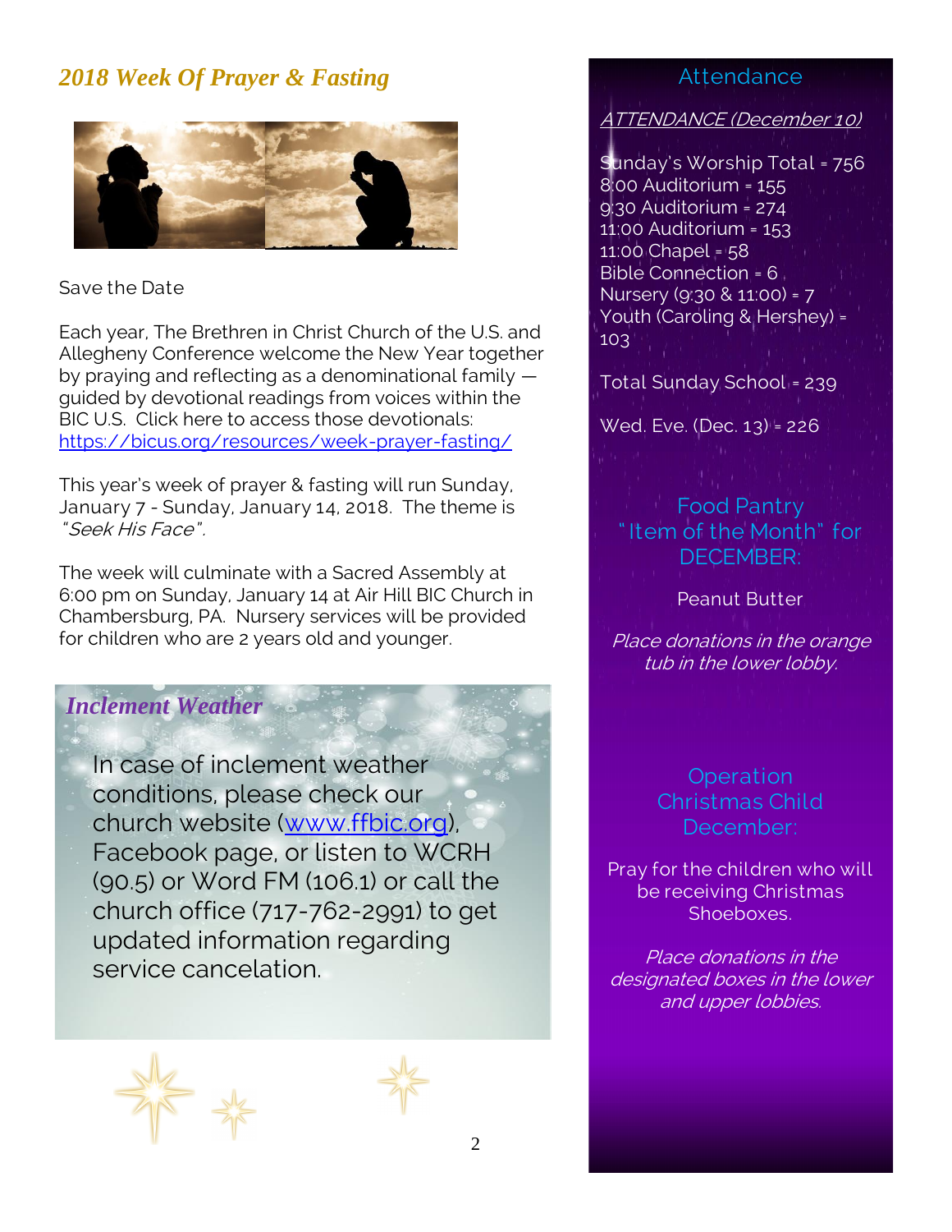## *2018 Week Of Prayer & Fasting*

Save the Date

Each year, The Brethren in Christ Church of the U.S. and Allegheny Conference welcome the New Year together by praying and reflecting as a denominational family — guided by devotional readings from voices within the BIC U.S. Click here to access those devotionals: https://bicus.org/resources/week-prayer-fasting/

This year's week of prayer & fasting will run Sunday, January 7 - Sunday, January 14, 2018. The theme is *"Seek His Face"*.

The week will culminate with a Sacred Assembly at 6:00 pm on Sunday, January 14 at Air Hill BIC Church in Chambersburg, PA. Nursery services will be provided for children who are 2 years old and younger.

## *Inclement Weather*

In case of inclement weather conditions, please check our church website (www.ffbic.org), Facebook page, or listen to WCRH (90.5) or Word FM (106.1) or call the church office (717-762-2991) to get updated information regarding service cancelation.

## Attendance

*ATTENDANCE (December 10)*

Sunday's Worship Total = 756
8:00 Auditorium = 155
9:30 Auditorium = 274
11:00 Auditorium = 153
11:00 Chapel = 58
Bible Connection = 6
Nursery (9:30 & 11:00) = 7
Youth (Caroling & Hershey) = 103

Total Sunday School = 239

Wed. Eve. (Dec. 13) = 226

## Food Pantry "Item of the Month" for DECEMBER:

Peanut Butter

*Place donations in the orange tub in the lower lobby.*

## Operation Christmas Child December:

Pray for the children who will be receiving Christmas Shoeboxes.

*Place donations in the designated boxes in the lower and upper lobbies.*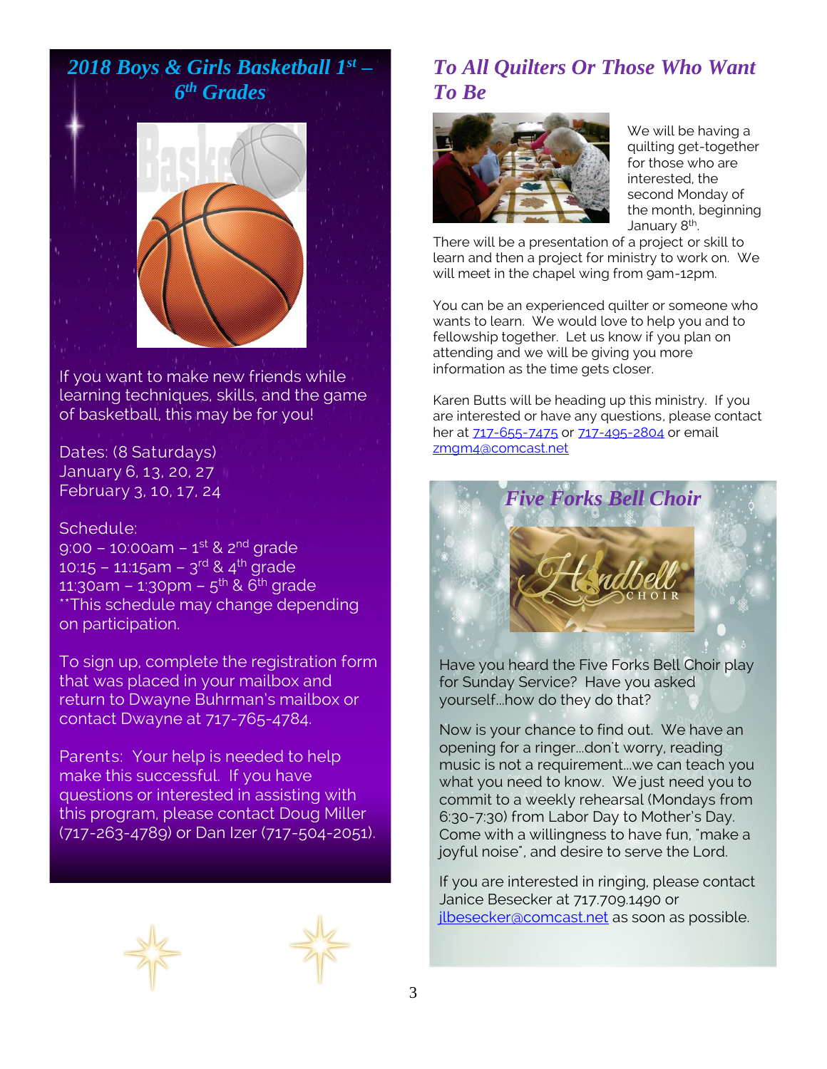## *2018 Boys & Girls Basketball 1st – 6th Grades*

If you want to make new friends while learning techniques, skills, and the game of basketball, this may be for you!

Dates: (8 Saturdays)
January 6, 13, 20, 27
February 3, 10, 17, 24

Schedule:
9:00 – 10:00am – 1st & 2nd grade
10:15 – 11:15am – 3rd & 4th grade
11:30am – 1:30pm – 5th & 6th grade
**This schedule may change depending on participation.

To sign up, complete the registration form that was placed in your mailbox and return to Dwayne Buhrman's mailbox or contact Dwayne at 717-765-4784.

Parents: Your help is needed to help make this successful. If you have questions or interested in assisting with this program, please contact Doug Miller (717-263-4789) or Dan Izer (717-504-2051).

## *To All Quilters Or Those Who Want To Be*

We will be having a quilting get-together for those who are interested, the second Monday of the month, beginning January 8th.

There will be a presentation of a project or skill to learn and then a project for ministry to work on. We will meet in the chapel wing from 9am-12pm.

You can be an experienced quilter or someone who wants to learn. We would love to help you and to fellowship together. Let us know if you plan on attending and we will be giving you more information as the time gets closer.

Karen Butts will be heading up this ministry. If you are interested or have any questions, please contact her at 717-655-7475 or 717-495-2804 or email zmgm4@comcast.net

## *Five Forks Bell Choir*

Have you heard the Five Forks Bell Choir play for Sunday Service? Have you asked yourself…how do they do that?

Now is your chance to find out. We have an opening for a ringer…don't worry, reading music is not a requirement…we can teach you what you need to know. We just need you to commit to a weekly rehearsal (Mondays from 6:30-7:30) from Labor Day to Mother's Day. Come with a willingness to have fun, "make a joyful noise", and desire to serve the Lord.

If you are interested in ringing, please contact Janice Besecker at 717.709.1490 or jlbesecker@comcast.net as soon as possible.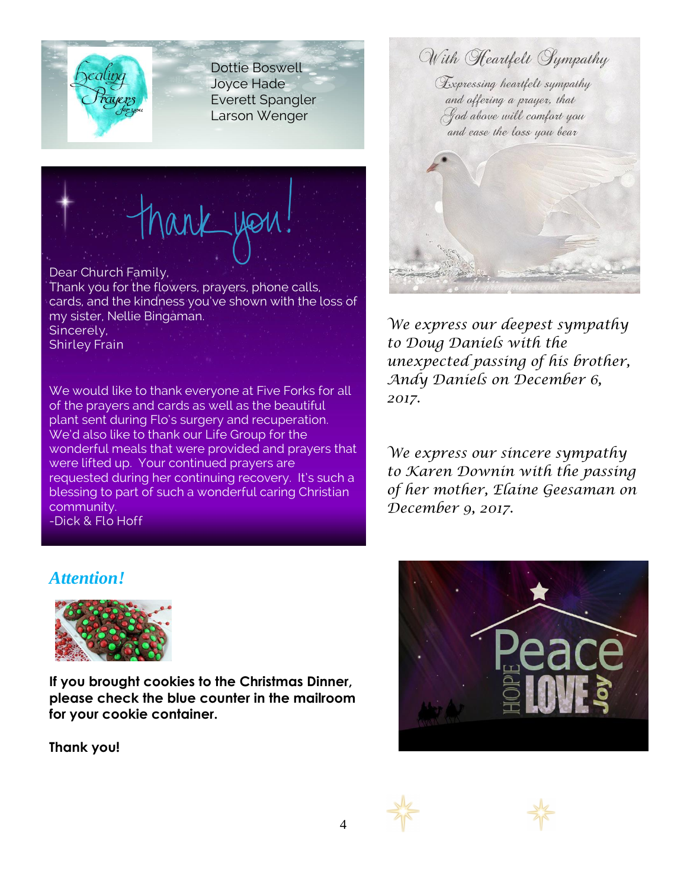Dottie Boswell
Joyce Hade
Everett Spangler
Larson Wenger

Dear Church Family,
Thank you for the flowers, prayers, phone calls, cards, and the kindness you've shown with the loss of my sister, Nellie Bingaman.
Sincerely,
Shirley Frain

We would like to thank everyone at Five Forks for all of the prayers and cards as well as the beautiful plant sent during Flo's surgery and recuperation. We'd also like to thank our Life Group for the wonderful meals that were provided and prayers that were lifted up. Your continued prayers are requested during her continuing recovery. It's such a blessing to part of such a wonderful caring Christian community.
-Dick & Flo Hoff

## *Attention!*

**If you brought cookies to the Christmas Dinner, please check the blue counter in the mailroom for your cookie container.**

**Thank you!**

*We express our deepest sympathy to Doug Daniels with the unexpected passing of his brother, Andy Daniels on December 6, 2017.*

*We express our sincere sympathy to Karen Downin with the passing of her mother, Elaine Geesaman on December 9, 2017.*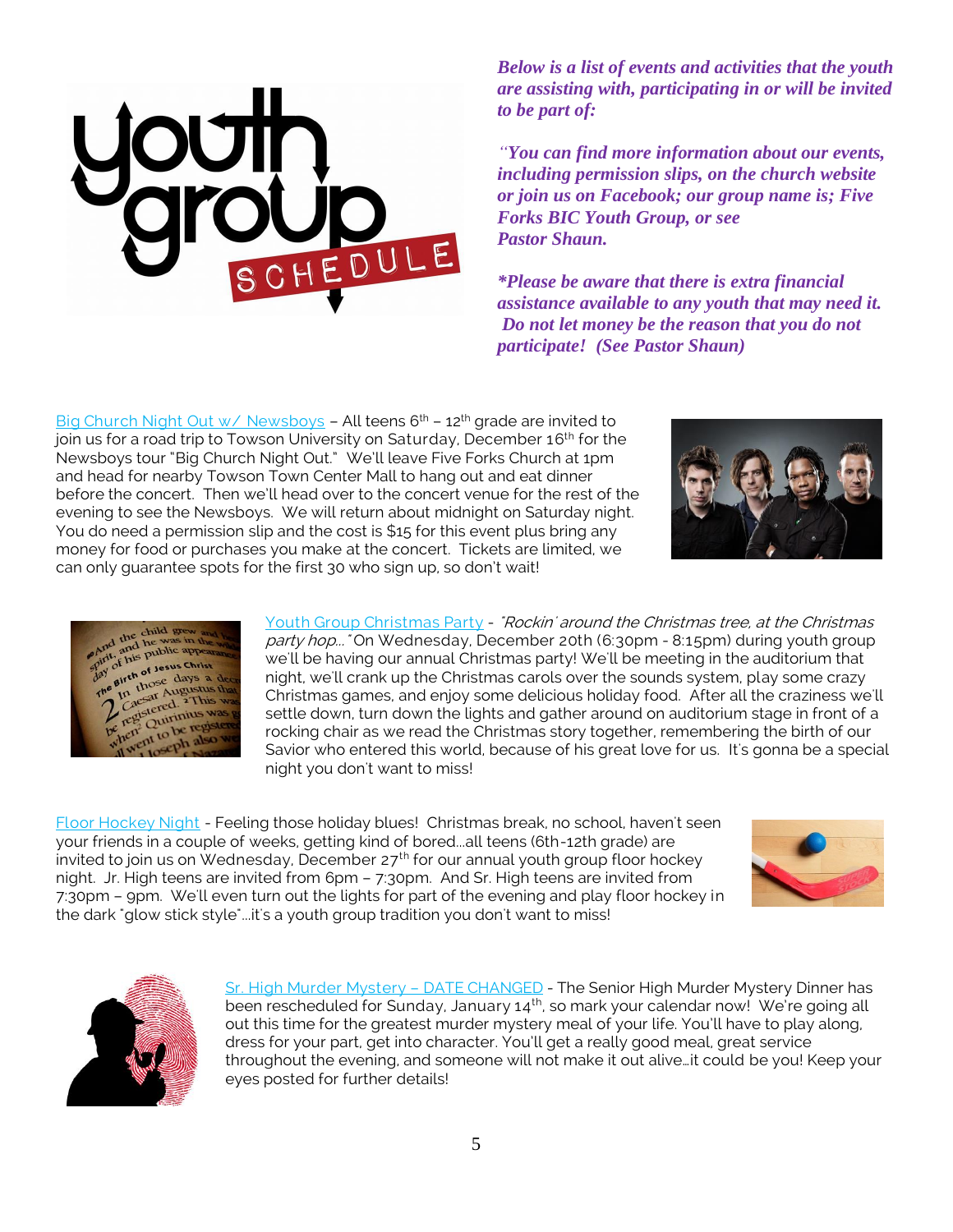# youth group SCHEDULE

***Below is a list of events and activities that the youth are assisting with, participating in or will be invited to be part of:***

***"You can find more information about our events, including permission slips, on the church website or join us on Facebook; our group name is; Five Forks BIC Youth Group, or see Pastor Shaun.***

***\*Please be aware that there is extra financial assistance available to any youth that may need it. Do not let money be the reason that you do not participate! (See Pastor Shaun)***

Big Church Night Out w/ Newsboys – All teens 6th – 12th grade are invited to join us for a road trip to Towson University on Saturday, December 16th for the Newsboys tour "Big Church Night Out." We'll leave Five Forks Church at 1pm and head for nearby Towson Town Center Mall to hang out and eat dinner before the concert. Then we'll head over to the concert venue for the rest of the evening to see the Newsboys. We will return about midnight on Saturday night. You do need a permission slip and the cost is $15 for this event plus bring any money for food or purchases you make at the concert. Tickets are limited, we can only guarantee spots for the first 30 who sign up, so don't wait!

Youth Group Christmas Party - *"Rockin' around the Christmas tree, at the Christmas party hop…"* On Wednesday, December 20th (6:30pm - 8:15pm) during youth group we'll be having our annual Christmas party! We'll be meeting in the auditorium that night, we'll crank up the Christmas carols over the sounds system, play some crazy Christmas games, and enjoy some delicious holiday food. After all the craziness we'll settle down, turn down the lights and gather around on auditorium stage in front of a rocking chair as we read the Christmas story together, remembering the birth of our Savior who entered this world, because of his great love for us. It's gonna be a special night you don't want to miss!

Floor Hockey Night - Feeling those holiday blues! Christmas break, no school, haven't seen your friends in a couple of weeks, getting kind of bored…all teens (6th-12th grade) are invited to join us on Wednesday, December 27th for our annual youth group floor hockey night. Jr. High teens are invited from 6pm – 7:30pm. And Sr. High teens are invited from 7:30pm – 9pm. We'll even turn out the lights for part of the evening and play floor hockey in the dark "glow stick style"…it's a youth group tradition you don't want to miss!

Sr. High Murder Mystery – DATE CHANGED - The Senior High Murder Mystery Dinner has been rescheduled for Sunday, January 14th, so mark your calendar now! We're going all out this time for the greatest murder mystery meal of your life. You'll have to play along, dress for your part, get into character. You'll get a really good meal, great service throughout the evening, and someone will not make it out alive…it could be you! Keep your eyes posted for further details!